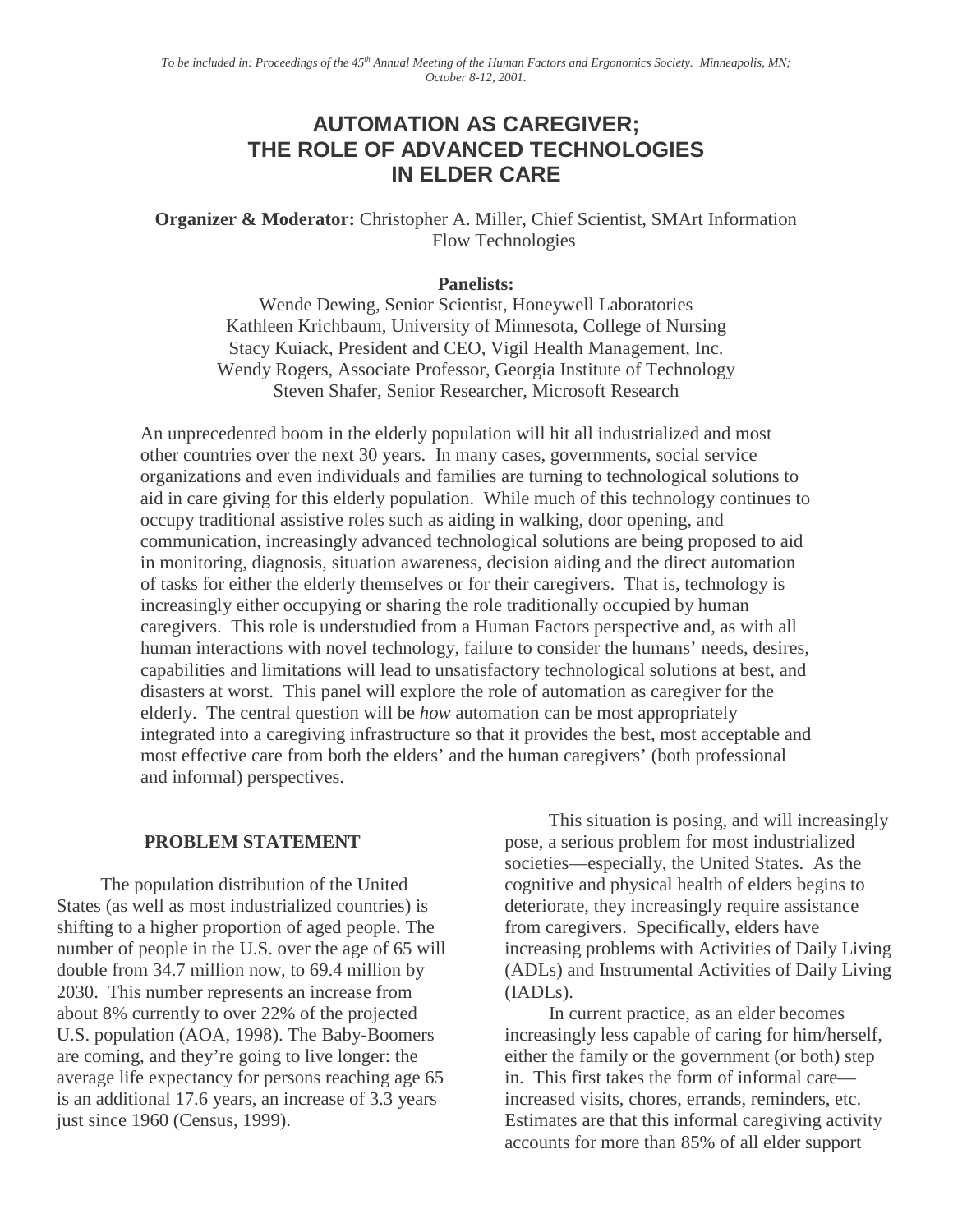*To be included in: Proceedings of the 45th Annual Meeting of the Human Factors and Ergonomics Society. Minneapolis, MN; October 8-12, 2001.*

# AUTOMATION AS CAREGIVER; THE ROLE OF ADVANCED TECHNOLOGIES IN ELDER CARE

**Organizer & Moderator:** Christopher A. Miller, Chief Scientist, SMArt Information Flow Technologies

**Panelists:**

Wende Dewing, Senior Scientist, Honeywell Laboratories
Kathleen Krichbaum, University of Minnesota, College of Nursing
Stacy Kuiack, President and CEO, Vigil Health Management, Inc.
Wendy Rogers, Associate Professor, Georgia Institute of Technology
Steven Shafer, Senior Researcher, Microsoft Research

An unprecedented boom in the elderly population will hit all industrialized and most other countries over the next 30 years. In many cases, governments, social service organizations and even individuals and families are turning to technological solutions to aid in care giving for this elderly population. While much of this technology continues to occupy traditional assistive roles such as aiding in walking, door opening, and communication, increasingly advanced technological solutions are being proposed to aid in monitoring, diagnosis, situation awareness, decision aiding and the direct automation of tasks for either the elderly themselves or for their caregivers. That is, technology is increasingly either occupying or sharing the role traditionally occupied by human caregivers. This role is understudied from a Human Factors perspective and, as with all human interactions with novel technology, failure to consider the humans' needs, desires, capabilities and limitations will lead to unsatisfactory technological solutions at best, and disasters at worst. This panel will explore the role of automation as caregiver for the elderly. The central question will be *how* automation can be most appropriately integrated into a caregiving infrastructure so that it provides the best, most acceptable and most effective care from both the elders' and the human caregivers' (both professional and informal) perspectives.

## PROBLEM STATEMENT

The population distribution of the United States (as well as most industrialized countries) is shifting to a higher proportion of aged people. The number of people in the U.S. over the age of 65 will double from 34.7 million now, to 69.4 million by 2030. This number represents an increase from about 8% currently to over 22% of the projected U.S. population (AOA, 1998). The Baby-Boomers are coming, and they're going to live longer: the average life expectancy for persons reaching age 65 is an additional 17.6 years, an increase of 3.3 years just since 1960 (Census, 1999).

This situation is posing, and will increasingly pose, a serious problem for most industrialized societies—especially, the United States. As the cognitive and physical health of elders begins to deteriorate, they increasingly require assistance from caregivers. Specifically, elders have increasing problems with Activities of Daily Living (ADLs) and Instrumental Activities of Daily Living (IADLs).

In current practice, as an elder becomes increasingly less capable of caring for him/herself, either the family or the government (or both) step in. This first takes the form of informal care—increased visits, chores, errands, reminders, etc. Estimates are that this informal caregiving activity accounts for more than 85% of all elder support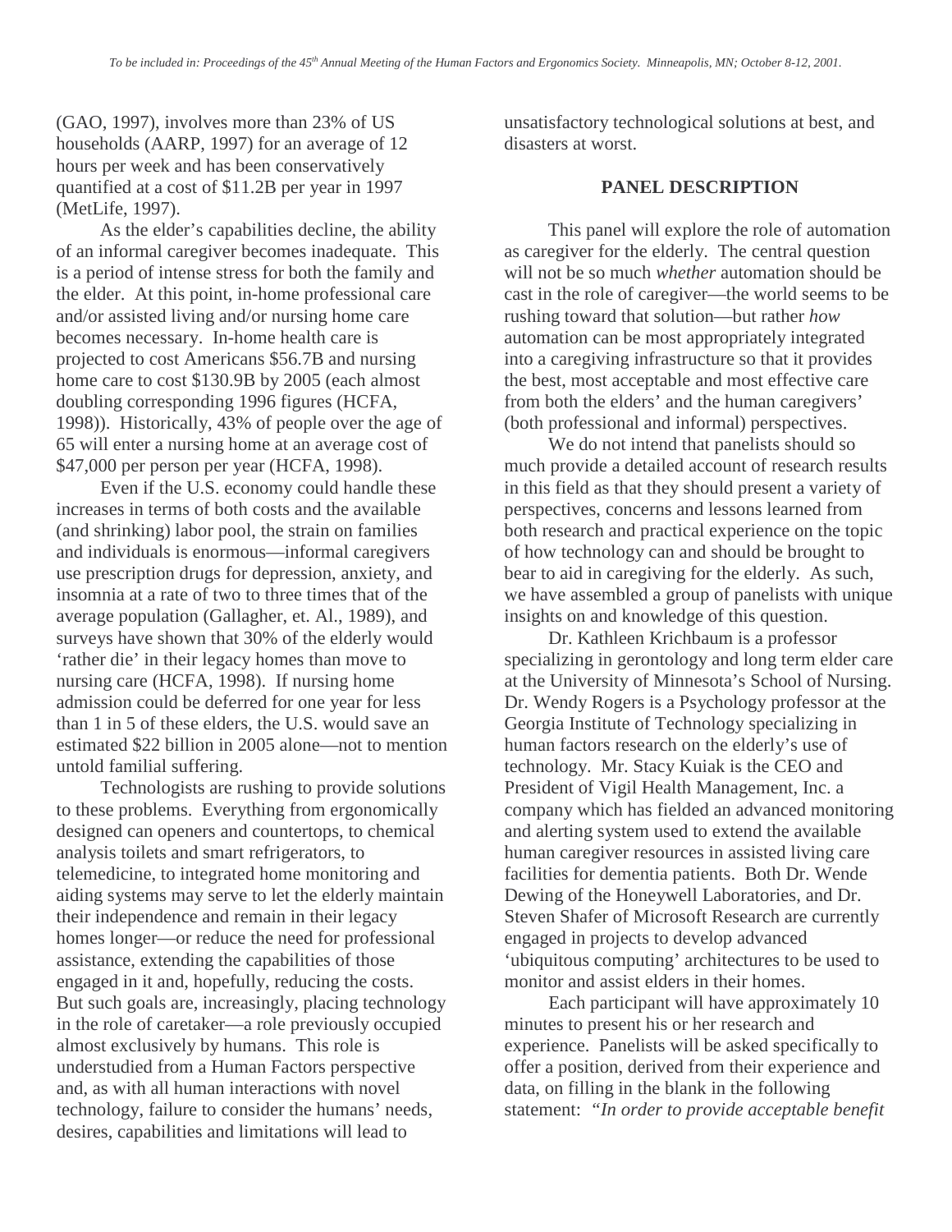(GAO, 1997), involves more than 23% of US households (AARP, 1997) for an average of 12 hours per week and has been conservatively quantified at a cost of $11.2B per year in 1997 (MetLife, 1997).

As the elder's capabilities decline, the ability of an informal caregiver becomes inadequate. This is a period of intense stress for both the family and the elder. At this point, in-home professional care and/or assisted living and/or nursing home care becomes necessary. In-home health care is projected to cost Americans $56.7B and nursing home care to cost $130.9B by 2005 (each almost doubling corresponding 1996 figures (HCFA, 1998)). Historically, 43% of people over the age of 65 will enter a nursing home at an average cost of $47,000 per person per year (HCFA, 1998).

Even if the U.S. economy could handle these increases in terms of both costs and the available (and shrinking) labor pool, the strain on families and individuals is enormous—informal caregivers use prescription drugs for depression, anxiety, and insomnia at a rate of two to three times that of the average population (Gallagher, et. Al., 1989), and surveys have shown that 30% of the elderly would 'rather die' in their legacy homes than move to nursing care (HCFA, 1998). If nursing home admission could be deferred for one year for less than 1 in 5 of these elders, the U.S. would save an estimated $22 billion in 2005 alone—not to mention untold familial suffering.

Technologists are rushing to provide solutions to these problems. Everything from ergonomically designed can openers and countertops, to chemical analysis toilets and smart refrigerators, to telemedicine, to integrated home monitoring and aiding systems may serve to let the elderly maintain their independence and remain in their legacy homes longer—or reduce the need for professional assistance, extending the capabilities of those engaged in it and, hopefully, reducing the costs. But such goals are, increasingly, placing technology in the role of caretaker—a role previously occupied almost exclusively by humans. This role is understudied from a Human Factors perspective and, as with all human interactions with novel technology, failure to consider the humans' needs, desires, capabilities and limitations will lead to unsatisfactory technological solutions at best, and disasters at worst.

## PANEL DESCRIPTION

This panel will explore the role of automation as caregiver for the elderly. The central question will not be so much *whether* automation should be cast in the role of caregiver—the world seems to be rushing toward that solution—but rather *how* automation can be most appropriately integrated into a caregiving infrastructure so that it provides the best, most acceptable and most effective care from both the elders' and the human caregivers' (both professional and informal) perspectives.

We do not intend that panelists should so much provide a detailed account of research results in this field as that they should present a variety of perspectives, concerns and lessons learned from both research and practical experience on the topic of how technology can and should be brought to bear to aid in caregiving for the elderly. As such, we have assembled a group of panelists with unique insights on and knowledge of this question.

Dr. Kathleen Krichbaum is a professor specializing in gerontology and long term elder care at the University of Minnesota's School of Nursing. Dr. Wendy Rogers is a Psychology professor at the Georgia Institute of Technology specializing in human factors research on the elderly's use of technology. Mr. Stacy Kuiak is the CEO and President of Vigil Health Management, Inc. a company which has fielded an advanced monitoring and alerting system used to extend the available human caregiver resources in assisted living care facilities for dementia patients. Both Dr. Wende Dewing of the Honeywell Laboratories, and Dr. Steven Shafer of Microsoft Research are currently engaged in projects to develop advanced 'ubiquitous computing' architectures to be used to monitor and assist elders in their homes.

Each participant will have approximately 10 minutes to present his or her research and experience. Panelists will be asked specifically to offer a position, derived from their experience and data, on filling in the blank in the following statement: *"In order to provide acceptable benefit*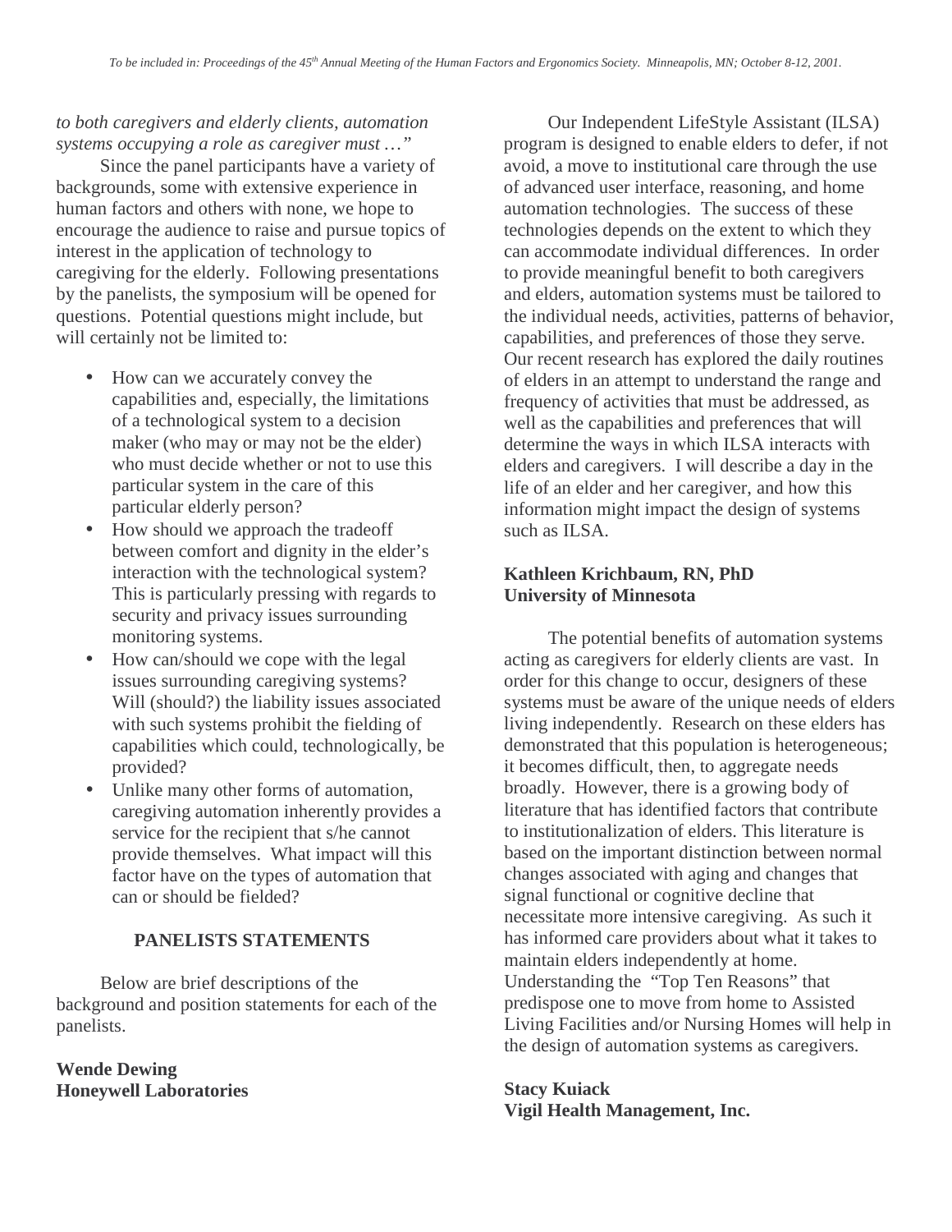*to both caregivers and elderly clients, automation systems occupying a role as caregiver must …"*

Since the panel participants have a variety of backgrounds, some with extensive experience in human factors and others with none, we hope to encourage the audience to raise and pursue topics of interest in the application of technology to caregiving for the elderly. Following presentations by the panelists, the symposium will be opened for questions. Potential questions might include, but will certainly not be limited to:

- How can we accurately convey the capabilities and, especially, the limitations of a technological system to a decision maker (who may or may not be the elder) who must decide whether or not to use this particular system in the care of this particular elderly person?
- How should we approach the tradeoff between comfort and dignity in the elder's interaction with the technological system? This is particularly pressing with regards to security and privacy issues surrounding monitoring systems.
- How can/should we cope with the legal issues surrounding caregiving systems? Will (should?) the liability issues associated with such systems prohibit the fielding of capabilities which could, technologically, be provided?
- Unlike many other forms of automation, caregiving automation inherently provides a service for the recipient that s/he cannot provide themselves. What impact will this factor have on the types of automation that can or should be fielded?

## PANELISTS STATEMENTS

Below are brief descriptions of the background and position statements for each of the panelists.

**Wende Dewing**
**Honeywell Laboratories**

Our Independent LifeStyle Assistant (ILSA) program is designed to enable elders to defer, if not avoid, a move to institutional care through the use of advanced user interface, reasoning, and home automation technologies. The success of these technologies depends on the extent to which they can accommodate individual differences. In order to provide meaningful benefit to both caregivers and elders, automation systems must be tailored to the individual needs, activities, patterns of behavior, capabilities, and preferences of those they serve. Our recent research has explored the daily routines of elders in an attempt to understand the range and frequency of activities that must be addressed, as well as the capabilities and preferences that will determine the ways in which ILSA interacts with elders and caregivers. I will describe a day in the life of an elder and her caregiver, and how this information might impact the design of systems such as ILSA.

**Kathleen Krichbaum, RN, PhD**
**University of Minnesota**

The potential benefits of automation systems acting as caregivers for elderly clients are vast. In order for this change to occur, designers of these systems must be aware of the unique needs of elders living independently. Research on these elders has demonstrated that this population is heterogeneous; it becomes difficult, then, to aggregate needs broadly. However, there is a growing body of literature that has identified factors that contribute to institutionalization of elders. This literature is based on the important distinction between normal changes associated with aging and changes that signal functional or cognitive decline that necessitate more intensive caregiving. As such it has informed care providers about what it takes to maintain elders independently at home. Understanding the "Top Ten Reasons" that predispose one to move from home to Assisted Living Facilities and/or Nursing Homes will help in the design of automation systems as caregivers.

**Stacy Kuiack**
**Vigil Health Management, Inc.**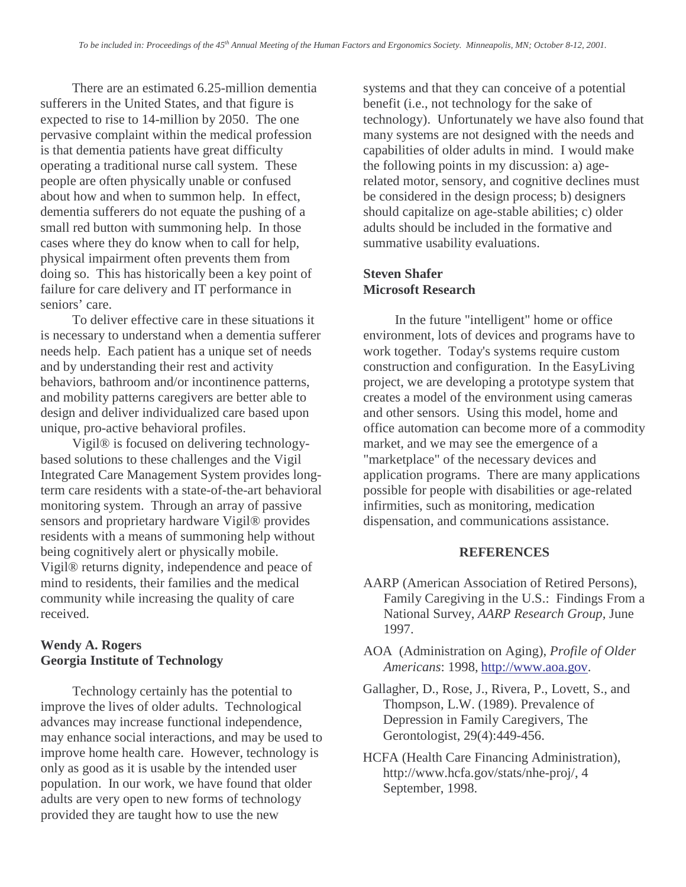There are an estimated 6.25-million dementia sufferers in the United States, and that figure is expected to rise to 14-million by 2050. The one pervasive complaint within the medical profession is that dementia patients have great difficulty operating a traditional nurse call system. These people are often physically unable or confused about how and when to summon help. In effect, dementia sufferers do not equate the pushing of a small red button with summoning help. In those cases where they do know when to call for help, physical impairment often prevents them from doing so. This has historically been a key point of failure for care delivery and IT performance in seniors' care.

To deliver effective care in these situations it is necessary to understand when a dementia sufferer needs help. Each patient has a unique set of needs and by understanding their rest and activity behaviors, bathroom and/or incontinence patterns, and mobility patterns caregivers are better able to design and deliver individualized care based upon unique, pro-active behavioral profiles.

Vigil® is focused on delivering technology-based solutions to these challenges and the Vigil Integrated Care Management System provides long-term care residents with a state-of-the-art behavioral monitoring system. Through an array of passive sensors and proprietary hardware Vigil® provides residents with a means of summoning help without being cognitively alert or physically mobile. Vigil® returns dignity, independence and peace of mind to residents, their families and the medical community while increasing the quality of care received.

**Wendy A. Rogers**
**Georgia Institute of Technology**

Technology certainly has the potential to improve the lives of older adults. Technological advances may increase functional independence, may enhance social interactions, and may be used to improve home health care. However, technology is only as good as it is usable by the intended user population. In our work, we have found that older adults are very open to new forms of technology provided they are taught how to use the new systems and that they can conceive of a potential benefit (i.e., not technology for the sake of technology). Unfortunately we have also found that many systems are not designed with the needs and capabilities of older adults in mind. I would make the following points in my discussion: a) age-related motor, sensory, and cognitive declines must be considered in the design process; b) designers should capitalize on age-stable abilities; c) older adults should be included in the formative and summative usability evaluations.

**Steven Shafer**
**Microsoft Research**

In the future "intelligent" home or office environment, lots of devices and programs have to work together. Today's systems require custom construction and configuration. In the EasyLiving project, we are developing a prototype system that creates a model of the environment using cameras and other sensors. Using this model, home and office automation can become more of a commodity market, and we may see the emergence of a "marketplace" of the necessary devices and application programs. There are many applications possible for people with disabilities or age-related infirmities, such as monitoring, medication dispensation, and communications assistance.

## REFERENCES

AARP (American Association of Retired Persons), Family Caregiving in the U.S.: Findings From a National Survey, *AARP Research Group*, June 1997.

AOA (Administration on Aging), *Profile of Older Americans*: 1998, http://www.aoa.gov.

Gallagher, D., Rose, J., Rivera, P., Lovett, S., and Thompson, L.W. (1989). Prevalence of Depression in Family Caregivers, The Gerontologist, 29(4):449-456.

HCFA (Health Care Financing Administration), http://www.hcfa.gov/stats/nhe-proj/, 4 September, 1998.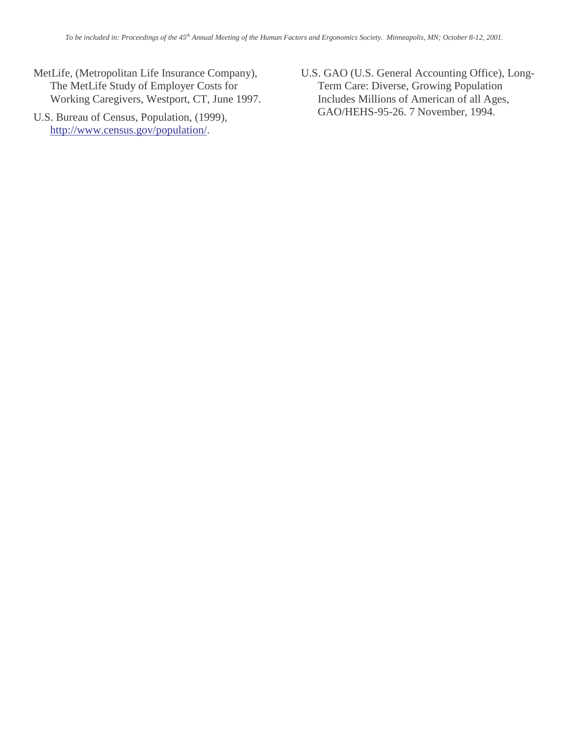MetLife, (Metropolitan Life Insurance Company), The MetLife Study of Employer Costs for Working Caregivers, Westport, CT, June 1997.

U.S. Bureau of Census, Population, (1999), http://www.census.gov/population/.

U.S. GAO (U.S. General Accounting Office), Long-Term Care: Diverse, Growing Population Includes Millions of American of all Ages, GAO/HEHS-95-26. 7 November, 1994.